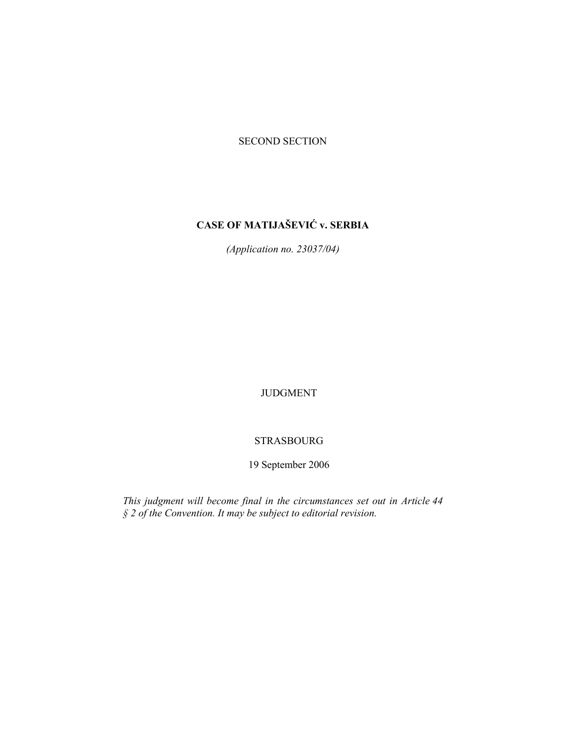SECOND SECTION

# CASE OF MATIJAŠEVIĆ v. SERBIA

*(Application no. 23037/04)*

JUDGMENT

STRASBOURG

19 September 2006

*This judgment will become final in the circumstances set out in Article 44 § 2 of the Convention. It may be subject to editorial revision.*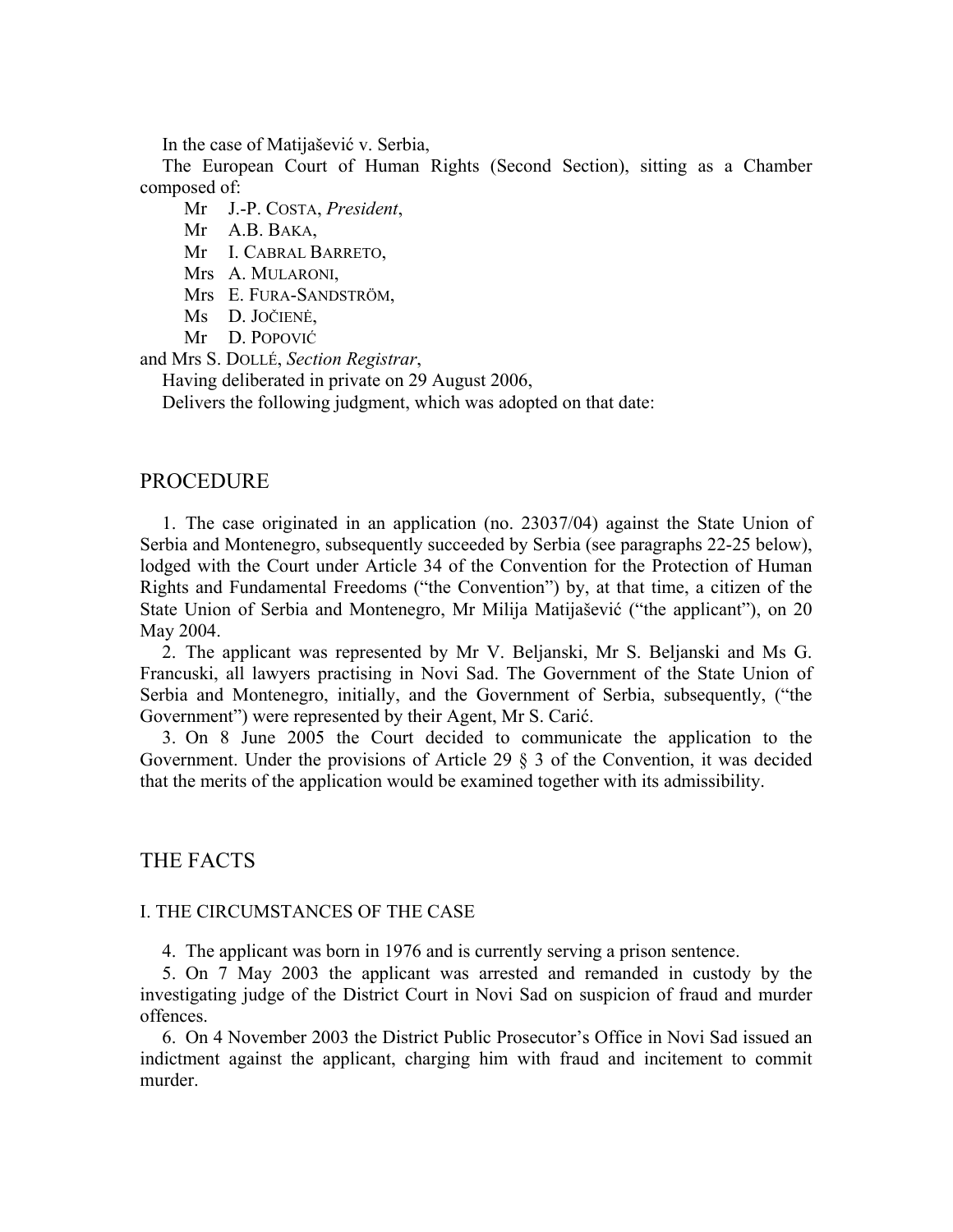In the case of Matijašević v. Serbia,

The European Court of Human Rights (Second Section), sitting as a Chamber composed of:

Mr J.-P. COSTA, *President*,
Mr A.B. BAKA,
Mr I. CABRAL BARRETO,
Mrs A. MULARONI,
Mrs E. FURA-SANDSTRÖM,
Ms D. JOČIENĖ,
Mr D. POPOVIĆ

and Mrs S. DOLLÉ, *Section Registrar*,

Having deliberated in private on 29 August 2006,

Delivers the following judgment, which was adopted on that date:

## PROCEDURE

1. The case originated in an application (no. 23037/04) against the State Union of Serbia and Montenegro, subsequently succeeded by Serbia (see paragraphs 22-25 below), lodged with the Court under Article 34 of the Convention for the Protection of Human Rights and Fundamental Freedoms ("the Convention") by, at that time, a citizen of the State Union of Serbia and Montenegro, Mr Milija Matijašević ("the applicant"), on 20 May 2004.

2. The applicant was represented by Mr V. Beljanski, Mr S. Beljanski and Ms G. Francuski, all lawyers practising in Novi Sad. The Government of the State Union of Serbia and Montenegro, initially, and the Government of Serbia, subsequently, ("the Government") were represented by their Agent, Mr S. Carić.

3. On 8 June 2005 the Court decided to communicate the application to the Government. Under the provisions of Article 29 § 3 of the Convention, it was decided that the merits of the application would be examined together with its admissibility.

## THE FACTS

### I. THE CIRCUMSTANCES OF THE CASE

4. The applicant was born in 1976 and is currently serving a prison sentence.

5. On 7 May 2003 the applicant was arrested and remanded in custody by the investigating judge of the District Court in Novi Sad on suspicion of fraud and murder offences.

6. On 4 November 2003 the District Public Prosecutor's Office in Novi Sad issued an indictment against the applicant, charging him with fraud and incitement to commit murder.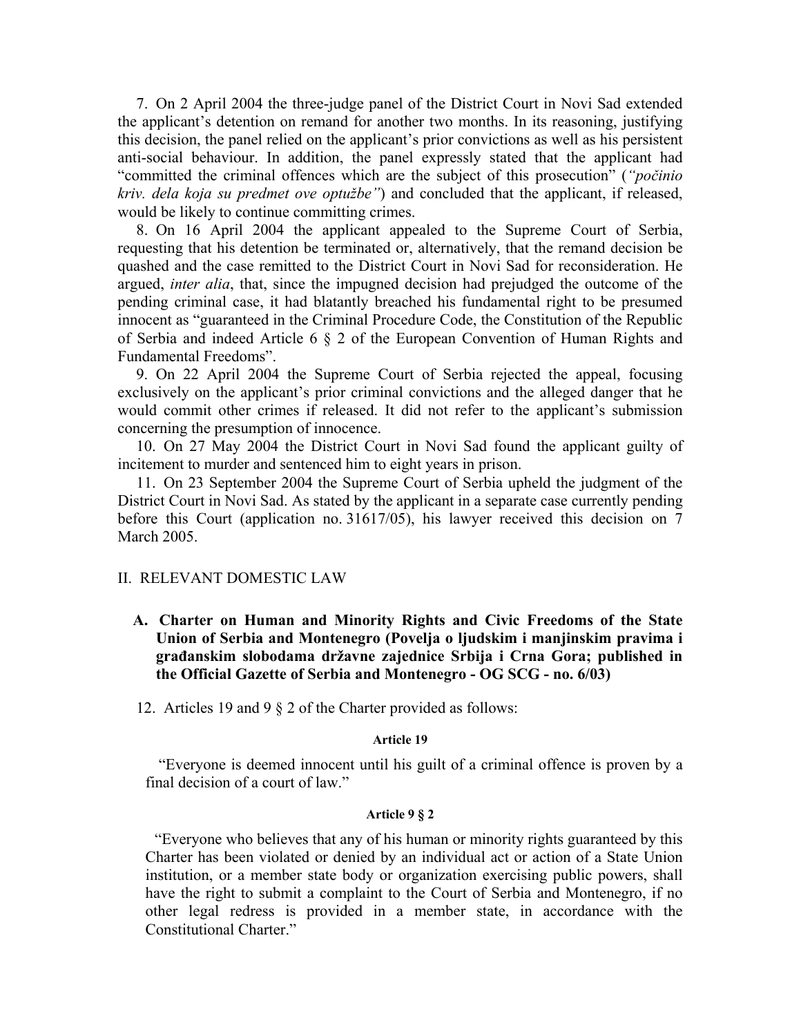7. On 2 April 2004 the three-judge panel of the District Court in Novi Sad extended the applicant's detention on remand for another two months. In its reasoning, justifying this decision, the panel relied on the applicant's prior convictions as well as his persistent anti-social behaviour. In addition, the panel expressly stated that the applicant had "committed the criminal offences which are the subject of this prosecution" (*"počinio kriv. dela koja su predmet ove optužbe"*) and concluded that the applicant, if released, would be likely to continue committing crimes.

8. On 16 April 2004 the applicant appealed to the Supreme Court of Serbia, requesting that his detention be terminated or, alternatively, that the remand decision be quashed and the case remitted to the District Court in Novi Sad for reconsideration. He argued, *inter alia*, that, since the impugned decision had prejudged the outcome of the pending criminal case, it had blatantly breached his fundamental right to be presumed innocent as "guaranteed in the Criminal Procedure Code, the Constitution of the Republic of Serbia and indeed Article 6 § 2 of the European Convention of Human Rights and Fundamental Freedoms".

9. On 22 April 2004 the Supreme Court of Serbia rejected the appeal, focusing exclusively on the applicant's prior criminal convictions and the alleged danger that he would commit other crimes if released. It did not refer to the applicant's submission concerning the presumption of innocence.

10. On 27 May 2004 the District Court in Novi Sad found the applicant guilty of incitement to murder and sentenced him to eight years in prison.

11. On 23 September 2004 the Supreme Court of Serbia upheld the judgment of the District Court in Novi Sad. As stated by the applicant in a separate case currently pending before this Court (application no. 31617/05), his lawyer received this decision on 7 March 2005.

## II. RELEVANT DOMESTIC LAW

### A. Charter on Human and Minority Rights and Civic Freedoms of the State Union of Serbia and Montenegro (Povelja o ljudskim i manjinskim pravima i građanskim slobodama državne zajednice Srbija i Crna Gora; published in the Official Gazette of Serbia and Montenegro - OG SCG - no. 6/03)

12. Articles 19 and 9 § 2 of the Charter provided as follows:

**Article 19**

"Everyone is deemed innocent until his guilt of a criminal offence is proven by a final decision of a court of law."

**Article 9 § 2**

"Everyone who believes that any of his human or minority rights guaranteed by this Charter has been violated or denied by an individual act or action of a State Union institution, or a member state body or organization exercising public powers, shall have the right to submit a complaint to the Court of Serbia and Montenegro, if no other legal redress is provided in a member state, in accordance with the Constitutional Charter."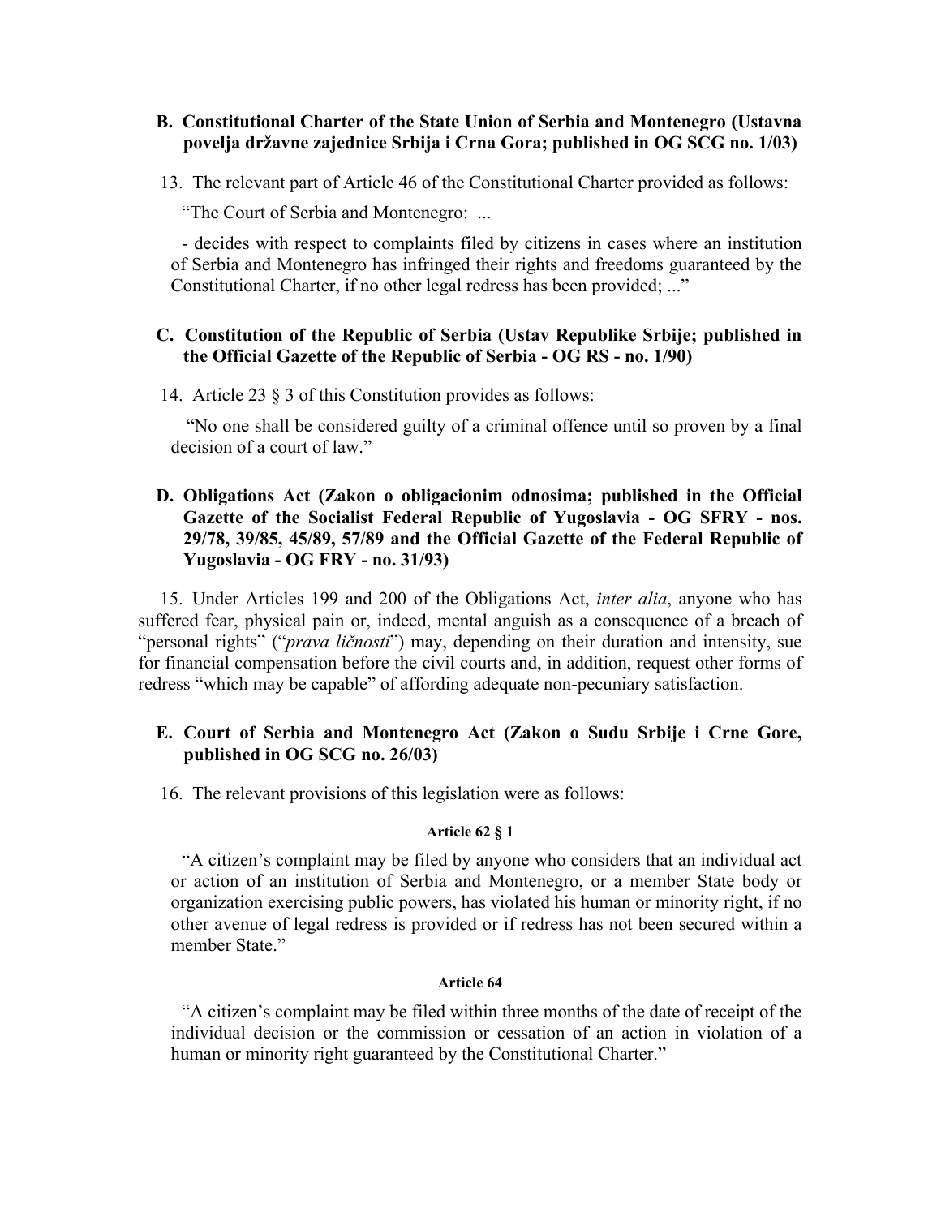### B. Constitutional Charter of the State Union of Serbia and Montenegro (Ustavna povelja državne zajednice Srbija i Crna Gora; published in OG SCG no. 1/03)

13. The relevant part of Article 46 of the Constitutional Charter provided as follows:

"The Court of Serbia and Montenegro: ...

- decides with respect to complaints filed by citizens in cases where an institution of Serbia and Montenegro has infringed their rights and freedoms guaranteed by the Constitutional Charter, if no other legal redress has been provided; ..."

### C. Constitution of the Republic of Serbia (Ustav Republike Srbije; published in the Official Gazette of the Republic of Serbia - OG RS - no. 1/90)

14. Article 23 § 3 of this Constitution provides as follows:

"No one shall be considered guilty of a criminal offence until so proven by a final decision of a court of law."

### D. Obligations Act (Zakon o obligacionim odnosima; published in the Official Gazette of the Socialist Federal Republic of Yugoslavia - OG SFRY - nos. 29/78, 39/85, 45/89, 57/89 and the Official Gazette of the Federal Republic of Yugoslavia - OG FRY - no. 31/93)

15. Under Articles 199 and 200 of the Obligations Act, *inter alia*, anyone who has suffered fear, physical pain or, indeed, mental anguish as a consequence of a breach of "personal rights" ("*prava ličnosti*") may, depending on their duration and intensity, sue for financial compensation before the civil courts and, in addition, request other forms of redress "which may be capable" of affording adequate non-pecuniary satisfaction.

### E. Court of Serbia and Montenegro Act (Zakon o Sudu Srbije i Crne Gore, published in OG SCG no. 26/03)

16. The relevant provisions of this legislation were as follows:

**Article 62 § 1**

"A citizen's complaint may be filed by anyone who considers that an individual act or action of an institution of Serbia and Montenegro, or a member State body or organization exercising public powers, has violated his human or minority right, if no other avenue of legal redress is provided or if redress has not been secured within a member State."

**Article 64**

"A citizen's complaint may be filed within three months of the date of receipt of the individual decision or the commission or cessation of an action in violation of a human or minority right guaranteed by the Constitutional Charter."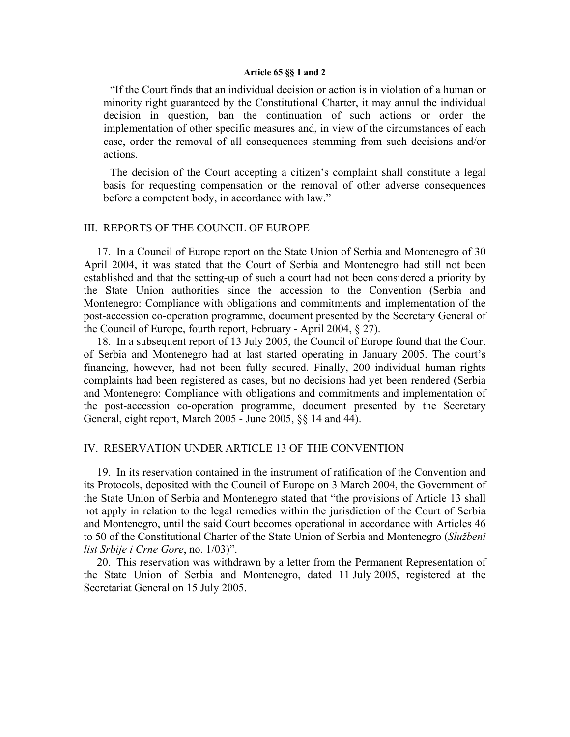**Article 65 §§ 1 and 2**

> "If the Court finds that an individual decision or action is in violation of a human or minority right guaranteed by the Constitutional Charter, it may annul the individual decision in question, ban the continuation of such actions or order the implementation of other specific measures and, in view of the circumstances of each case, order the removal of all consequences stemming from such decisions and/or actions.
>
> The decision of the Court accepting a citizen's complaint shall constitute a legal basis for requesting compensation or the removal of other adverse consequences before a competent body, in accordance with law."

## III. REPORTS OF THE COUNCIL OF EUROPE

17. In a Council of Europe report on the State Union of Serbia and Montenegro of 30 April 2004, it was stated that the Court of Serbia and Montenegro had still not been established and that the setting-up of such a court had not been considered a priority by the State Union authorities since the accession to the Convention (Serbia and Montenegro: Compliance with obligations and commitments and implementation of the post-accession co-operation programme, document presented by the Secretary General of the Council of Europe, fourth report, February - April 2004, § 27).

18. In a subsequent report of 13 July 2005, the Council of Europe found that the Court of Serbia and Montenegro had at last started operating in January 2005. The court's financing, however, had not been fully secured. Finally, 200 individual human rights complaints had been registered as cases, but no decisions had yet been rendered (Serbia and Montenegro: Compliance with obligations and commitments and implementation of the post-accession co-operation programme, document presented by the Secretary General, eight report, March 2005 - June 2005, §§ 14 and 44).

## IV. RESERVATION UNDER ARTICLE 13 OF THE CONVENTION

19. In its reservation contained in the instrument of ratification of the Convention and its Protocols, deposited with the Council of Europe on 3 March 2004, the Government of the State Union of Serbia and Montenegro stated that "the provisions of Article 13 shall not apply in relation to the legal remedies within the jurisdiction of the Court of Serbia and Montenegro, until the said Court becomes operational in accordance with Articles 46 to 50 of the Constitutional Charter of the State Union of Serbia and Montenegro (*Službeni list Srbije i Crne Gore*, no. 1/03)".

20. This reservation was withdrawn by a letter from the Permanent Representation of the State Union of Serbia and Montenegro, dated 11 July 2005, registered at the Secretariat General on 15 July 2005.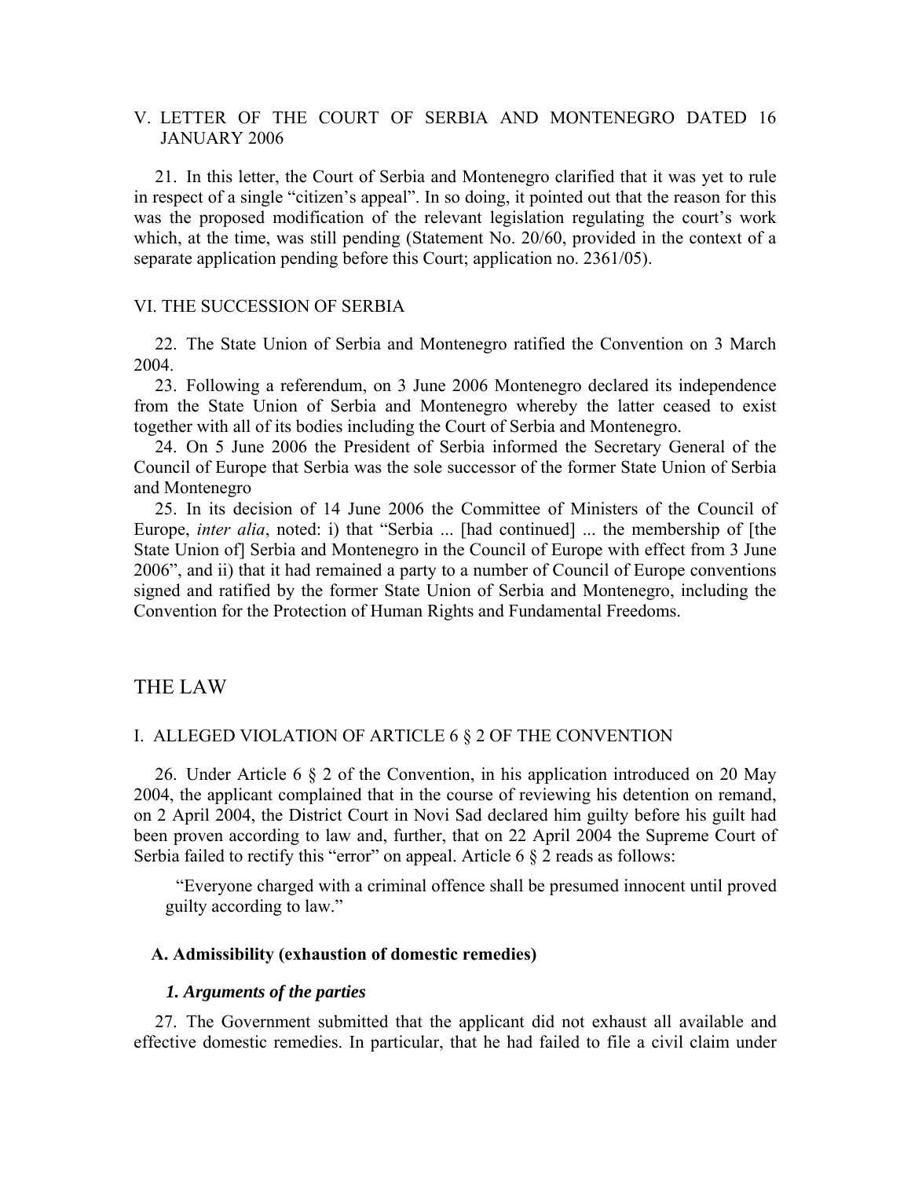## V. LETTER OF THE COURT OF SERBIA AND MONTENEGRO DATED 16 JANUARY 2006

21. In this letter, the Court of Serbia and Montenegro clarified that it was yet to rule in respect of a single "citizen's appeal". In so doing, it pointed out that the reason for this was the proposed modification of the relevant legislation regulating the court's work which, at the time, was still pending (Statement No. 20/60, provided in the context of a separate application pending before this Court; application no. 2361/05).

## VI. THE SUCCESSION OF SERBIA

22. The State Union of Serbia and Montenegro ratified the Convention on 3 March 2004.

23. Following a referendum, on 3 June 2006 Montenegro declared its independence from the State Union of Serbia and Montenegro whereby the latter ceased to exist together with all of its bodies including the Court of Serbia and Montenegro.

24. On 5 June 2006 the President of Serbia informed the Secretary General of the Council of Europe that Serbia was the sole successor of the former State Union of Serbia and Montenegro

25. In its decision of 14 June 2006 the Committee of Ministers of the Council of Europe, *inter alia*, noted: i) that "Serbia ... [had continued] ... the membership of [the State Union of] Serbia and Montenegro in the Council of Europe with effect from 3 June 2006", and ii) that it had remained a party to a number of Council of Europe conventions signed and ratified by the former State Union of Serbia and Montenegro, including the Convention for the Protection of Human Rights and Fundamental Freedoms.

# THE LAW

## I. ALLEGED VIOLATION OF ARTICLE 6 § 2 OF THE CONVENTION

26. Under Article 6 § 2 of the Convention, in his application introduced on 20 May 2004, the applicant complained that in the course of reviewing his detention on remand, on 2 April 2004, the District Court in Novi Sad declared him guilty before his guilt had been proven according to law and, further, that on 22 April 2004 the Supreme Court of Serbia failed to rectify this "error" on appeal. Article 6 § 2 reads as follows:

> "Everyone charged with a criminal offence shall be presumed innocent until proved guilty according to law."

### A. Admissibility (exhaustion of domestic remedies)

#### *1. Arguments of the parties*

27. The Government submitted that the applicant did not exhaust all available and effective domestic remedies. In particular, that he had failed to file a civil claim under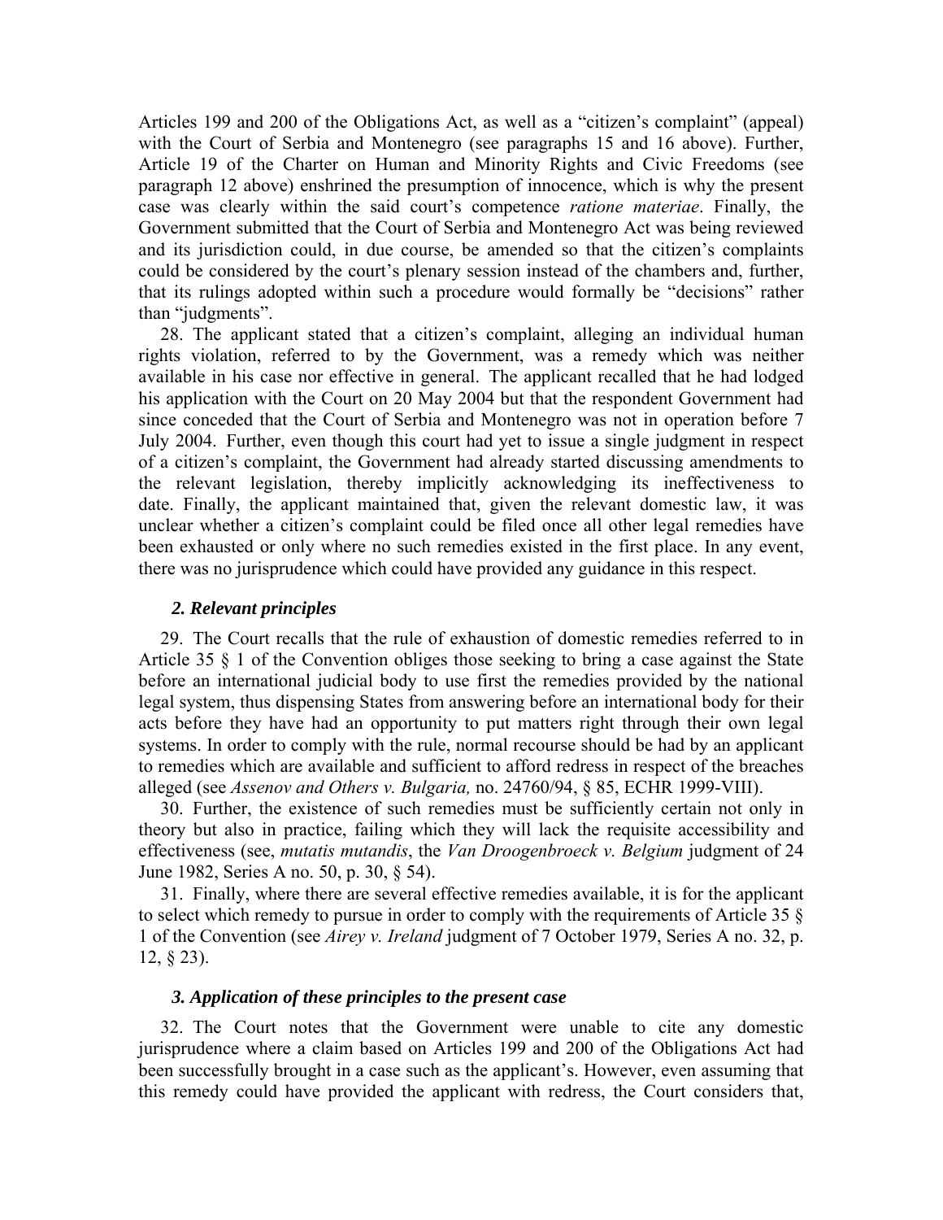Articles 199 and 200 of the Obligations Act, as well as a "citizen's complaint" (appeal) with the Court of Serbia and Montenegro (see paragraphs 15 and 16 above). Further, Article 19 of the Charter on Human and Minority Rights and Civic Freedoms (see paragraph 12 above) enshrined the presumption of innocence, which is why the present case was clearly within the said court's competence *ratione materiae*. Finally, the Government submitted that the Court of Serbia and Montenegro Act was being reviewed and its jurisdiction could, in due course, be amended so that the citizen's complaints could be considered by the court's plenary session instead of the chambers and, further, that its rulings adopted within such a procedure would formally be "decisions" rather than "judgments".

28. The applicant stated that a citizen's complaint, alleging an individual human rights violation, referred to by the Government, was a remedy which was neither available in his case nor effective in general. The applicant recalled that he had lodged his application with the Court on 20 May 2004 but that the respondent Government had since conceded that the Court of Serbia and Montenegro was not in operation before 7 July 2004. Further, even though this court had yet to issue a single judgment in respect of a citizen's complaint, the Government had already started discussing amendments to the relevant legislation, thereby implicitly acknowledging its ineffectiveness to date. Finally, the applicant maintained that, given the relevant domestic law, it was unclear whether a citizen's complaint could be filed once all other legal remedies have been exhausted or only where no such remedies existed in the first place. In any event, there was no jurisprudence which could have provided any guidance in this respect.

### *2. Relevant principles*

29. The Court recalls that the rule of exhaustion of domestic remedies referred to in Article 35 § 1 of the Convention obliges those seeking to bring a case against the State before an international judicial body to use first the remedies provided by the national legal system, thus dispensing States from answering before an international body for their acts before they have had an opportunity to put matters right through their own legal systems. In order to comply with the rule, normal recourse should be had by an applicant to remedies which are available and sufficient to afford redress in respect of the breaches alleged (see *Assenov and Others v. Bulgaria,* no. 24760/94, § 85, ECHR 1999-VIII).

30. Further, the existence of such remedies must be sufficiently certain not only in theory but also in practice, failing which they will lack the requisite accessibility and effectiveness (see, *mutatis mutandis*, the *Van Droogenbroeck v. Belgium* judgment of 24 June 1982, Series A no. 50, p. 30, § 54).

31. Finally, where there are several effective remedies available, it is for the applicant to select which remedy to pursue in order to comply with the requirements of Article 35 § 1 of the Convention (see *Airey v. Ireland* judgment of 7 October 1979, Series A no. 32, p. 12, § 23).

### *3. Application of these principles to the present case*

32. The Court notes that the Government were unable to cite any domestic jurisprudence where a claim based on Articles 199 and 200 of the Obligations Act had been successfully brought in a case such as the applicant's. However, even assuming that this remedy could have provided the applicant with redress, the Court considers that,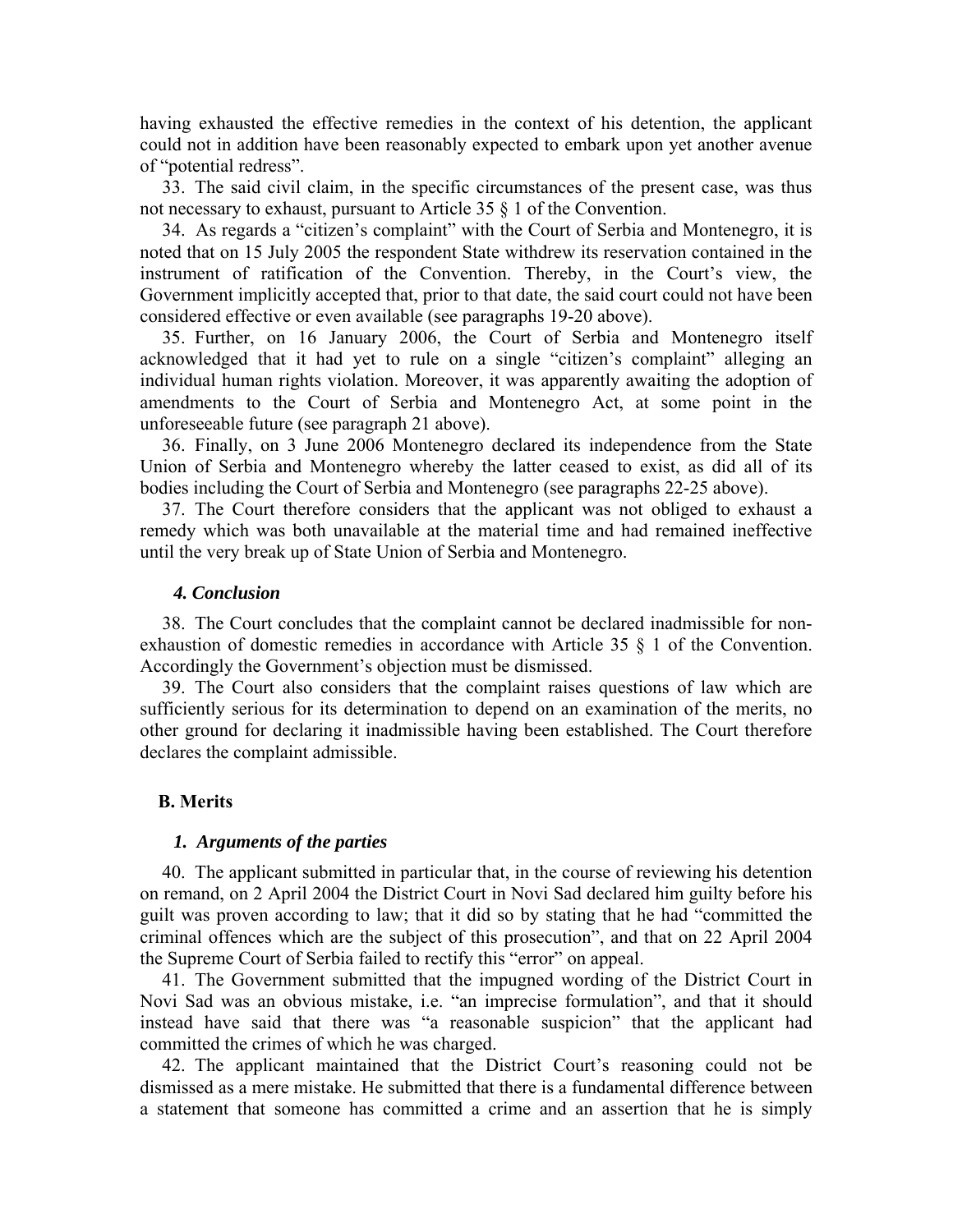having exhausted the effective remedies in the context of his detention, the applicant could not in addition have been reasonably expected to embark upon yet another avenue of "potential redress".

33. The said civil claim, in the specific circumstances of the present case, was thus not necessary to exhaust, pursuant to Article 35 § 1 of the Convention.

34. As regards a "citizen's complaint" with the Court of Serbia and Montenegro, it is noted that on 15 July 2005 the respondent State withdrew its reservation contained in the instrument of ratification of the Convention. Thereby, in the Court's view, the Government implicitly accepted that, prior to that date, the said court could not have been considered effective or even available (see paragraphs 19-20 above).

35. Further, on 16 January 2006, the Court of Serbia and Montenegro itself acknowledged that it had yet to rule on a single "citizen's complaint" alleging an individual human rights violation. Moreover, it was apparently awaiting the adoption of amendments to the Court of Serbia and Montenegro Act, at some point in the unforeseeable future (see paragraph 21 above).

36. Finally, on 3 June 2006 Montenegro declared its independence from the State Union of Serbia and Montenegro whereby the latter ceased to exist, as did all of its bodies including the Court of Serbia and Montenegro (see paragraphs 22-25 above).

37. The Court therefore considers that the applicant was not obliged to exhaust a remedy which was both unavailable at the material time and had remained ineffective until the very break up of State Union of Serbia and Montenegro.

#### *4. Conclusion*

38. The Court concludes that the complaint cannot be declared inadmissible for non-exhaustion of domestic remedies in accordance with Article 35 § 1 of the Convention. Accordingly the Government's objection must be dismissed.

39. The Court also considers that the complaint raises questions of law which are sufficiently serious for its determination to depend on an examination of the merits, no other ground for declaring it inadmissible having been established. The Court therefore declares the complaint admissible.

### B. Merits

#### *1. Arguments of the parties*

40. The applicant submitted in particular that, in the course of reviewing his detention on remand, on 2 April 2004 the District Court in Novi Sad declared him guilty before his guilt was proven according to law; that it did so by stating that he had "committed the criminal offences which are the subject of this prosecution", and that on 22 April 2004 the Supreme Court of Serbia failed to rectify this "error" on appeal.

41. The Government submitted that the impugned wording of the District Court in Novi Sad was an obvious mistake, i.e. "an imprecise formulation", and that it should instead have said that there was "a reasonable suspicion" that the applicant had committed the crimes of which he was charged.

42. The applicant maintained that the District Court's reasoning could not be dismissed as a mere mistake. He submitted that there is a fundamental difference between a statement that someone has committed a crime and an assertion that he is simply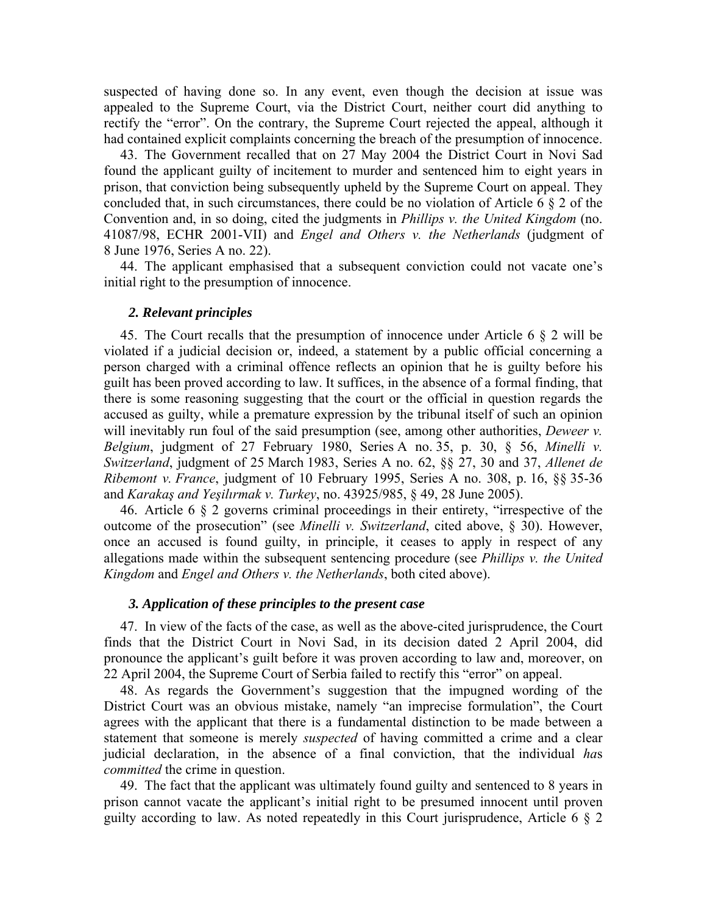suspected of having done so. In any event, even though the decision at issue was appealed to the Supreme Court, via the District Court, neither court did anything to rectify the "error". On the contrary, the Supreme Court rejected the appeal, although it had contained explicit complaints concerning the breach of the presumption of innocence.

43. The Government recalled that on 27 May 2004 the District Court in Novi Sad found the applicant guilty of incitement to murder and sentenced him to eight years in prison, that conviction being subsequently upheld by the Supreme Court on appeal. They concluded that, in such circumstances, there could be no violation of Article 6 § 2 of the Convention and, in so doing, cited the judgments in *Phillips v. the United Kingdom* (no. 41087/98, ECHR 2001-VII) and *Engel and Others v. the Netherlands* (judgment of 8 June 1976, Series A no. 22).

44. The applicant emphasised that a subsequent conviction could not vacate one's initial right to the presumption of innocence.

### *2. Relevant principles*

45. The Court recalls that the presumption of innocence under Article 6 § 2 will be violated if a judicial decision or, indeed, a statement by a public official concerning a person charged with a criminal offence reflects an opinion that he is guilty before his guilt has been proved according to law. It suffices, in the absence of a formal finding, that there is some reasoning suggesting that the court or the official in question regards the accused as guilty, while a premature expression by the tribunal itself of such an opinion will inevitably run foul of the said presumption (see, among other authorities, *Deweer v. Belgium*, judgment of 27 February 1980, Series A no. 35, p. 30, § 56, *Minelli v. Switzerland*, judgment of 25 March 1983, Series A no. 62, §§ 27, 30 and 37, *Allenet de Ribemont v. France*, judgment of 10 February 1995, Series A no. 308, p. 16, §§ 35-36 and *Karakaş and Yeşilırmak v. Turkey*, no. 43925/985, § 49, 28 June 2005).

46. Article 6 § 2 governs criminal proceedings in their entirety, "irrespective of the outcome of the prosecution" (see *Minelli v. Switzerland*, cited above, § 30). However, once an accused is found guilty, in principle, it ceases to apply in respect of any allegations made within the subsequent sentencing procedure (see *Phillips v. the United Kingdom* and *Engel and Others v. the Netherlands*, both cited above).

### *3. Application of these principles to the present case*

47. In view of the facts of the case, as well as the above-cited jurisprudence, the Court finds that the District Court in Novi Sad, in its decision dated 2 April 2004, did pronounce the applicant's guilt before it was proven according to law and, moreover, on 22 April 2004, the Supreme Court of Serbia failed to rectify this "error" on appeal.

48. As regards the Government's suggestion that the impugned wording of the District Court was an obvious mistake, namely "an imprecise formulation", the Court agrees with the applicant that there is a fundamental distinction to be made between a statement that someone is merely *suspected* of having committed a crime and a clear judicial declaration, in the absence of a final conviction, that the individual *ha*s *committed* the crime in question.

49. The fact that the applicant was ultimately found guilty and sentenced to 8 years in prison cannot vacate the applicant's initial right to be presumed innocent until proven guilty according to law. As noted repeatedly in this Court jurisprudence, Article 6 § 2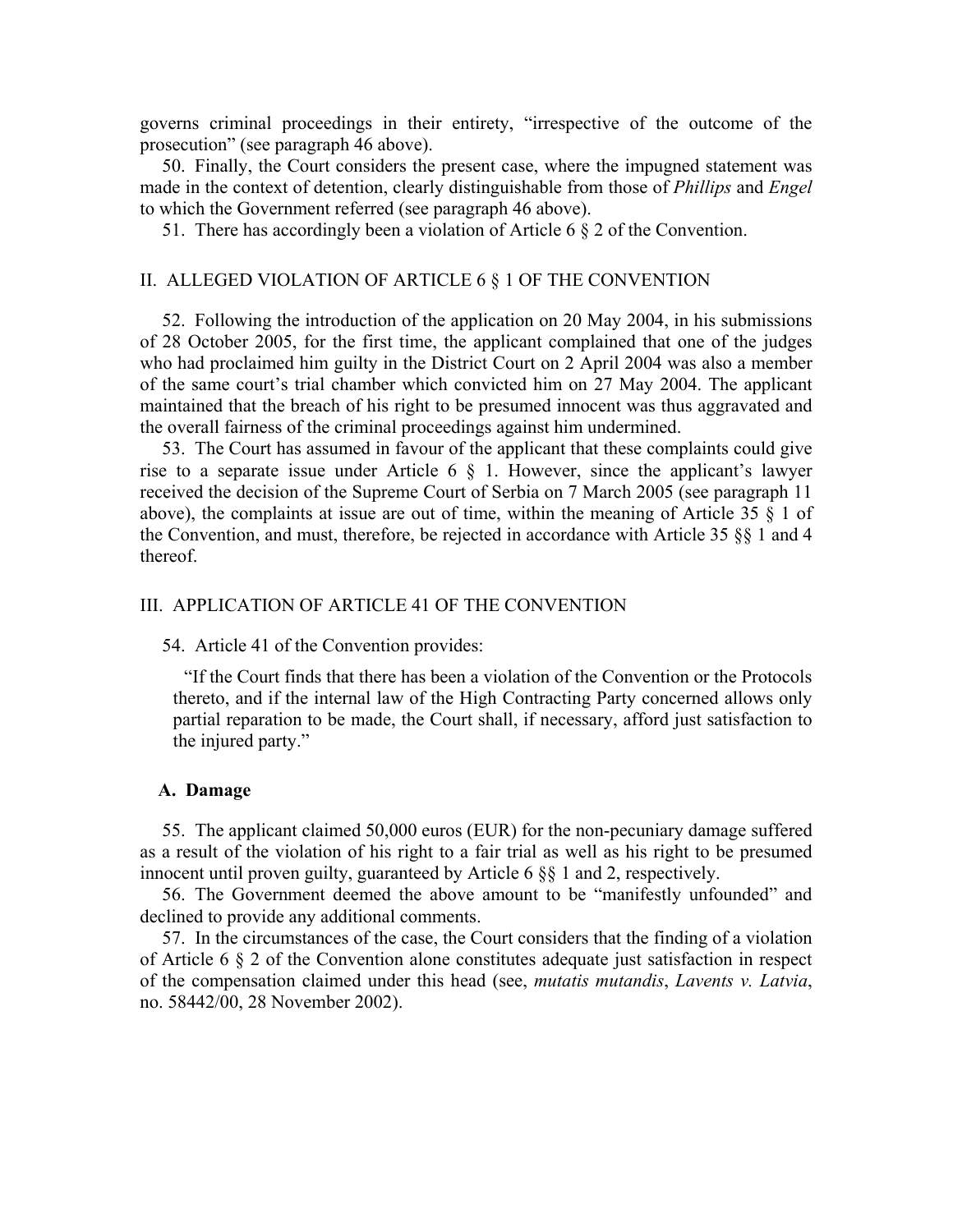governs criminal proceedings in their entirety, "irrespective of the outcome of the prosecution" (see paragraph 46 above).

50. Finally, the Court considers the present case, where the impugned statement was made in the context of detention, clearly distinguishable from those of *Phillips* and *Engel* to which the Government referred (see paragraph 46 above).

51. There has accordingly been a violation of Article 6 § 2 of the Convention.

## II. ALLEGED VIOLATION OF ARTICLE 6 § 1 OF THE CONVENTION

52. Following the introduction of the application on 20 May 2004, in his submissions of 28 October 2005, for the first time, the applicant complained that one of the judges who had proclaimed him guilty in the District Court on 2 April 2004 was also a member of the same court's trial chamber which convicted him on 27 May 2004. The applicant maintained that the breach of his right to be presumed innocent was thus aggravated and the overall fairness of the criminal proceedings against him undermined.

53. The Court has assumed in favour of the applicant that these complaints could give rise to a separate issue under Article 6 § 1. However, since the applicant's lawyer received the decision of the Supreme Court of Serbia on 7 March 2005 (see paragraph 11 above), the complaints at issue are out of time, within the meaning of Article 35 § 1 of the Convention, and must, therefore, be rejected in accordance with Article 35 §§ 1 and 4 thereof.

## III. APPLICATION OF ARTICLE 41 OF THE CONVENTION

54. Article 41 of the Convention provides:

> "If the Court finds that there has been a violation of the Convention or the Protocols thereto, and if the internal law of the High Contracting Party concerned allows only partial reparation to be made, the Court shall, if necessary, afford just satisfaction to the injured party."

### A. Damage

55. The applicant claimed 50,000 euros (EUR) for the non-pecuniary damage suffered as a result of the violation of his right to a fair trial as well as his right to be presumed innocent until proven guilty, guaranteed by Article 6 §§ 1 and 2, respectively.

56. The Government deemed the above amount to be "manifestly unfounded" and declined to provide any additional comments.

57. In the circumstances of the case, the Court considers that the finding of a violation of Article 6 § 2 of the Convention alone constitutes adequate just satisfaction in respect of the compensation claimed under this head (see, *mutatis mutandis*, *Lavents v. Latvia*, no. 58442/00, 28 November 2002).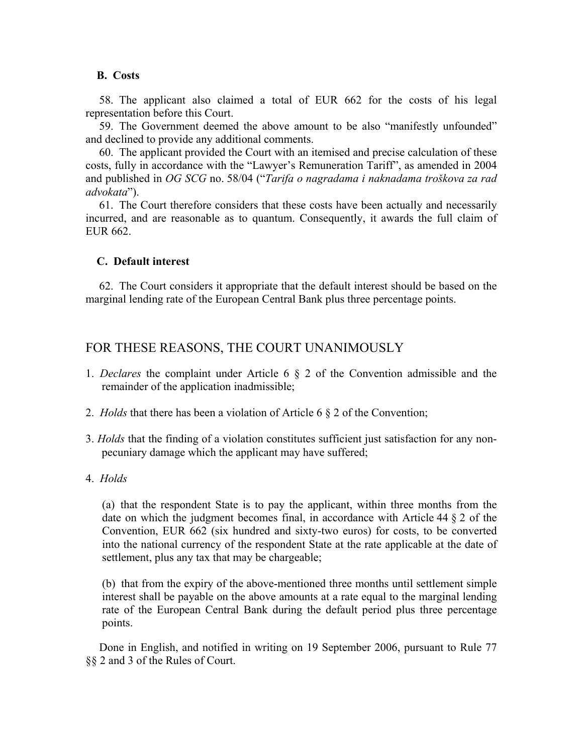### B. Costs

58. The applicant also claimed a total of EUR 662 for the costs of his legal representation before this Court.

59. The Government deemed the above amount to be also "manifestly unfounded" and declined to provide any additional comments.

60. The applicant provided the Court with an itemised and precise calculation of these costs, fully in accordance with the "Lawyer's Remuneration Tariff", as amended in 2004 and published in *OG SCG* no. 58/04 ("*Tarifa o nagradama i naknadama troškova za rad advokata*").

61. The Court therefore considers that these costs have been actually and necessarily incurred, and are reasonable as to quantum. Consequently, it awards the full claim of EUR 662.

### C. Default interest

62. The Court considers it appropriate that the default interest should be based on the marginal lending rate of the European Central Bank plus three percentage points.

## FOR THESE REASONS, THE COURT UNANIMOUSLY

1. *Declares* the complaint under Article 6 § 2 of the Convention admissible and the remainder of the application inadmissible;

2. *Holds* that there has been a violation of Article 6 § 2 of the Convention;

3. *Holds* that the finding of a violation constitutes sufficient just satisfaction for any non-pecuniary damage which the applicant may have suffered;

4. *Holds*

   (a) that the respondent State is to pay the applicant, within three months from the date on which the judgment becomes final, in accordance with Article 44 § 2 of the Convention, EUR 662 (six hundred and sixty-two euros) for costs, to be converted into the national currency of the respondent State at the rate applicable at the date of settlement, plus any tax that may be chargeable;

   (b) that from the expiry of the above-mentioned three months until settlement simple interest shall be payable on the above amounts at a rate equal to the marginal lending rate of the European Central Bank during the default period plus three percentage points.

Done in English, and notified in writing on 19 September 2006, pursuant to Rule 77 §§ 2 and 3 of the Rules of Court.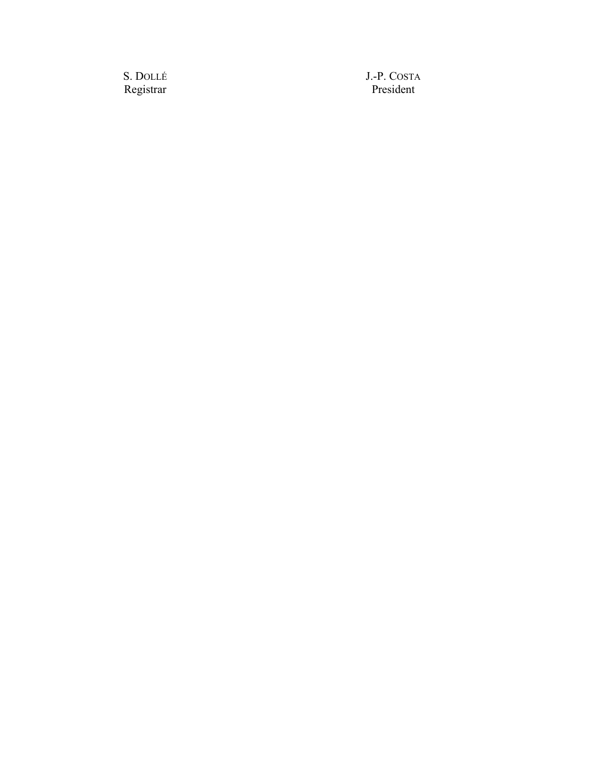S. DOLLÉ
Registrar

J.-P. COSTA
President